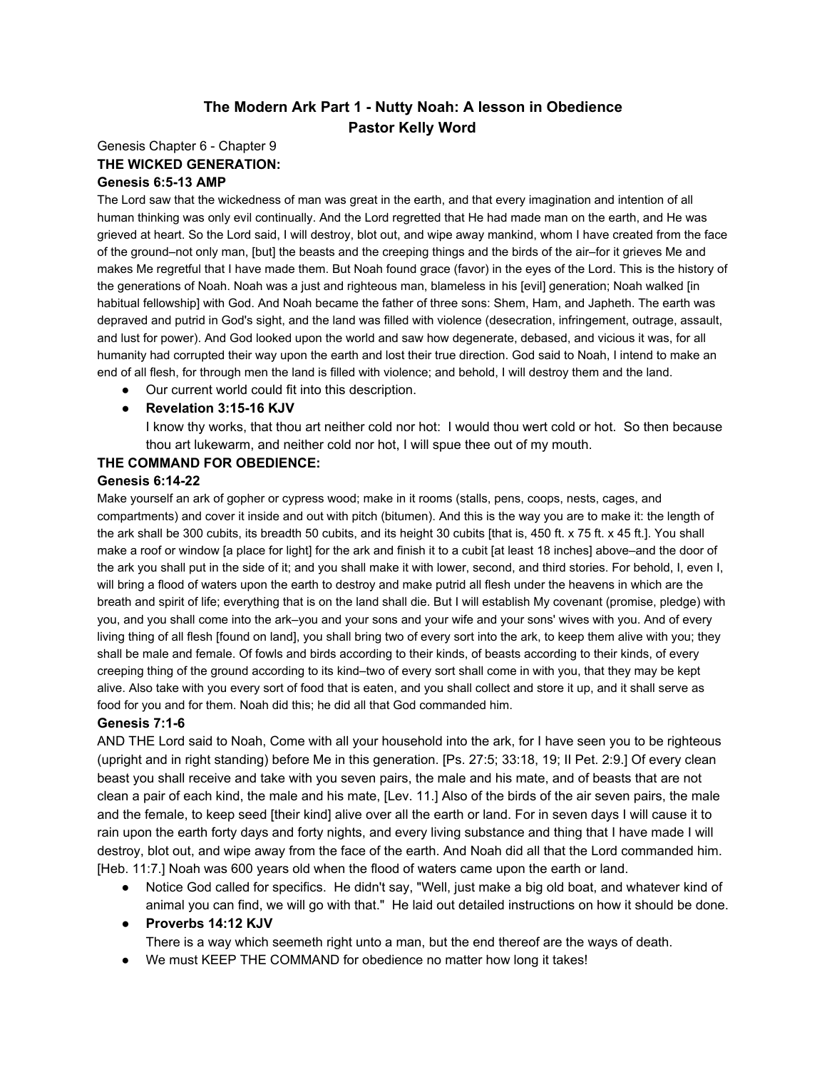# The Modern Ark Part 1 - Nutty Noah: A lesson in Obedience
## Pastor Kelly Word

Genesis Chapter 6 - Chapter 9

**THE WICKED GENERATION:**

**Genesis 6:5-13 AMP**

The Lord saw that the wickedness of man was great in the earth, and that every imagination and intention of all human thinking was only evil continually. And the Lord regretted that He had made man on the earth, and He was grieved at heart. So the Lord said, I will destroy, blot out, and wipe away mankind, whom I have created from the face of the ground–not only man, [but] the beasts and the creeping things and the birds of the air–for it grieves Me and makes Me regretful that I have made them. But Noah found grace (favor) in the eyes of the Lord. This is the history of the generations of Noah. Noah was a just and righteous man, blameless in his [evil] generation; Noah walked [in habitual fellowship] with God. And Noah became the father of three sons: Shem, Ham, and Japheth. The earth was depraved and putrid in God's sight, and the land was filled with violence (desecration, infringement, outrage, assault, and lust for power). And God looked upon the world and saw how degenerate, debased, and vicious it was, for all humanity had corrupted their way upon the earth and lost their true direction. God said to Noah, I intend to make an end of all flesh, for through men the land is filled with violence; and behold, I will destroy them and the land.

- Our current world could fit into this description.
- **Revelation 3:15-16 KJV**
  I know thy works, that thou art neither cold nor hot: I would thou wert cold or hot. So then because thou art lukewarm, and neither cold nor hot, I will spue thee out of my mouth.

**THE COMMAND FOR OBEDIENCE:**

**Genesis 6:14-22**

Make yourself an ark of gopher or cypress wood; make in it rooms (stalls, pens, coops, nests, cages, and compartments) and cover it inside and out with pitch (bitumen). And this is the way you are to make it: the length of the ark shall be 300 cubits, its breadth 50 cubits, and its height 30 cubits [that is, 450 ft. x 75 ft. x 45 ft.]. You shall make a roof or window [a place for light] for the ark and finish it to a cubit [at least 18 inches] above–and the door of the ark you shall put in the side of it; and you shall make it with lower, second, and third stories. For behold, I, even I, will bring a flood of waters upon the earth to destroy and make putrid all flesh under the heavens in which are the breath and spirit of life; everything that is on the land shall die. But I will establish My covenant (promise, pledge) with you, and you shall come into the ark–you and your sons and your wife and your sons' wives with you. And of every living thing of all flesh [found on land], you shall bring two of every sort into the ark, to keep them alive with you; they shall be male and female. Of fowls and birds according to their kinds, of beasts according to their kinds, of every creeping thing of the ground according to its kind–two of every sort shall come in with you, that they may be kept alive. Also take with you every sort of food that is eaten, and you shall collect and store it up, and it shall serve as food for you and for them. Noah did this; he did all that God commanded him.

**Genesis 7:1-6**

AND THE Lord said to Noah, Come with all your household into the ark, for I have seen you to be righteous (upright and in right standing) before Me in this generation. [Ps. 27:5; 33:18, 19; II Pet. 2:9.] Of every clean beast you shall receive and take with you seven pairs, the male and his mate, and of beasts that are not clean a pair of each kind, the male and his mate, [Lev. 11.] Also of the birds of the air seven pairs, the male and the female, to keep seed [their kind] alive over all the earth or land. For in seven days I will cause it to rain upon the earth forty days and forty nights, and every living substance and thing that I have made I will destroy, blot out, and wipe away from the face of the earth. And Noah did all that the Lord commanded him. [Heb. 11:7.] Noah was 600 years old when the flood of waters came upon the earth or land.

- Notice God called for specifics. He didn't say, "Well, just make a big old boat, and whatever kind of animal you can find, we will go with that." He laid out detailed instructions on how it should be done.
- **Proverbs 14:12 KJV**
  There is a way which seemeth right unto a man, but the end thereof are the ways of death.
- We must KEEP THE COMMAND for obedience no matter how long it takes!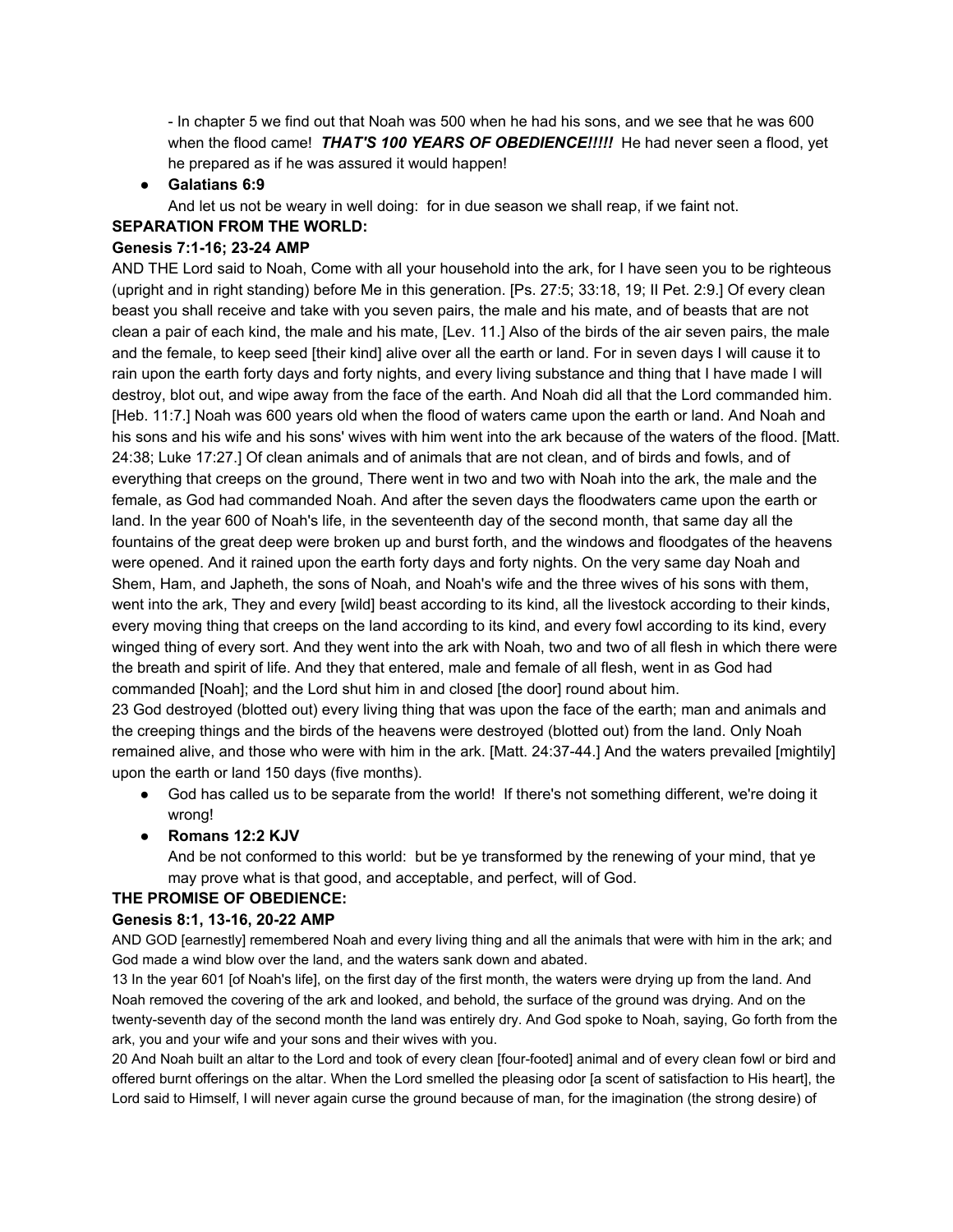- In chapter 5 we find out that Noah was 500 when he had his sons, and we see that he was 600 when the flood came! ***THAT'S 100 YEARS OF OBEDIENCE!!!!!*** He had never seen a flood, yet he prepared as if he was assured it would happen!

- **Galatians 6:9**

  And let us not be weary in well doing: for in due season we shall reap, if we faint not.

**SEPARATION FROM THE WORLD:**

**Genesis 7:1-16; 23-24 AMP**

AND THE Lord said to Noah, Come with all your household into the ark, for I have seen you to be righteous (upright and in right standing) before Me in this generation. [Ps. 27:5; 33:18, 19; II Pet. 2:9.] Of every clean beast you shall receive and take with you seven pairs, the male and his mate, and of beasts that are not clean a pair of each kind, the male and his mate, [Lev. 11.] Also of the birds of the air seven pairs, the male and the female, to keep seed [their kind] alive over all the earth or land. For in seven days I will cause it to rain upon the earth forty days and forty nights, and every living substance and thing that I have made I will destroy, blot out, and wipe away from the face of the earth. And Noah did all that the Lord commanded him. [Heb. 11:7.] Noah was 600 years old when the flood of waters came upon the earth or land. And Noah and his sons and his wife and his sons' wives with him went into the ark because of the waters of the flood. [Matt. 24:38; Luke 17:27.] Of clean animals and of animals that are not clean, and of birds and fowls, and of everything that creeps on the ground, There went in two and two with Noah into the ark, the male and the female, as God had commanded Noah. And after the seven days the floodwaters came upon the earth or land. In the year 600 of Noah's life, in the seventeenth day of the second month, that same day all the fountains of the great deep were broken up and burst forth, and the windows and floodgates of the heavens were opened. And it rained upon the earth forty days and forty nights. On the very same day Noah and Shem, Ham, and Japheth, the sons of Noah, and Noah's wife and the three wives of his sons with them, went into the ark, They and every [wild] beast according to its kind, all the livestock according to their kinds, every moving thing that creeps on the land according to its kind, and every fowl according to its kind, every winged thing of every sort. And they went into the ark with Noah, two and two of all flesh in which there were the breath and spirit of life. And they that entered, male and female of all flesh, went in as God had commanded [Noah]; and the Lord shut him in and closed [the door] round about him.

23 God destroyed (blotted out) every living thing that was upon the face of the earth; man and animals and the creeping things and the birds of the heavens were destroyed (blotted out) from the land. Only Noah remained alive, and those who were with him in the ark. [Matt. 24:37-44.] And the waters prevailed [mightily] upon the earth or land 150 days (five months).

- God has called us to be separate from the world! If there's not something different, we're doing it wrong!
- **Romans 12:2 KJV**

  And be not conformed to this world: but be ye transformed by the renewing of your mind, that ye may prove what is that good, and acceptable, and perfect, will of God.

**THE PROMISE OF OBEDIENCE:**

**Genesis 8:1, 13-16, 20-22 AMP**

AND GOD [earnestly] remembered Noah and every living thing and all the animals that were with him in the ark; and God made a wind blow over the land, and the waters sank down and abated.

13 In the year 601 [of Noah's life], on the first day of the first month, the waters were drying up from the land. And Noah removed the covering of the ark and looked, and behold, the surface of the ground was drying. And on the twenty-seventh day of the second month the land was entirely dry. And God spoke to Noah, saying, Go forth from the ark, you and your wife and your sons and their wives with you.

20 And Noah built an altar to the Lord and took of every clean [four-footed] animal and of every clean fowl or bird and offered burnt offerings on the altar. When the Lord smelled the pleasing odor [a scent of satisfaction to His heart], the Lord said to Himself, I will never again curse the ground because of man, for the imagination (the strong desire) of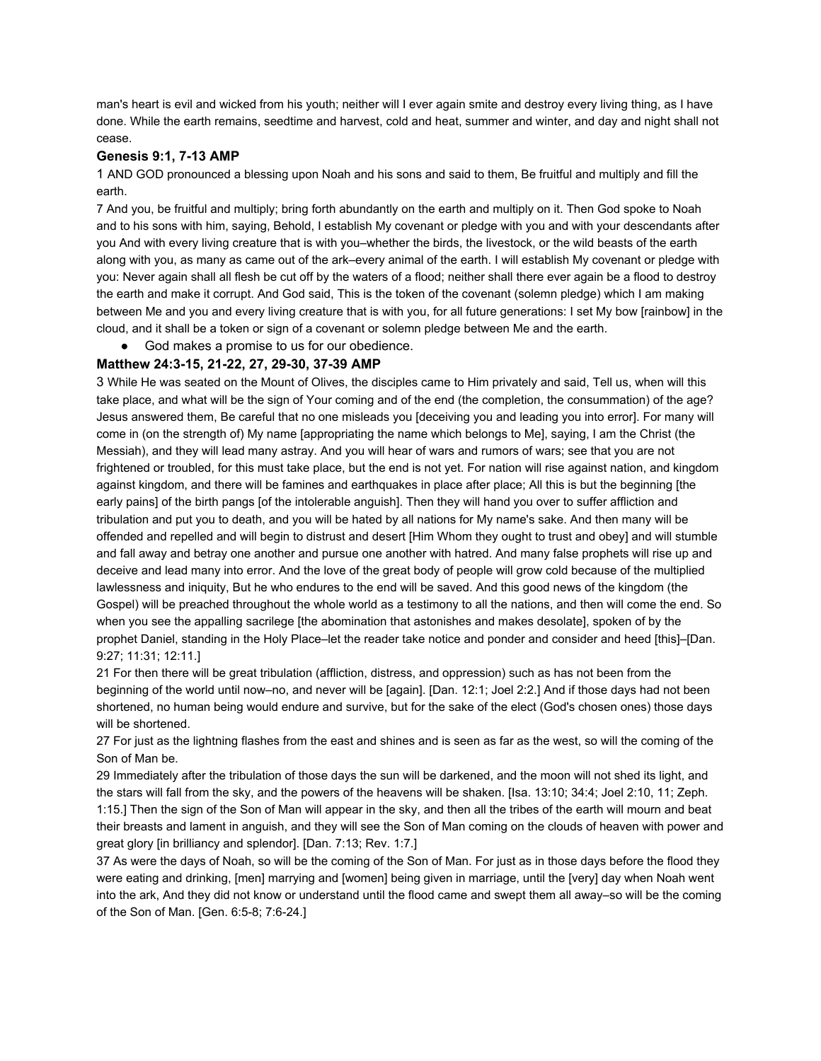man's heart is evil and wicked from his youth; neither will I ever again smite and destroy every living thing, as I have done. While the earth remains, seedtime and harvest, cold and heat, summer and winter, and day and night shall not cease.

### Genesis 9:1, 7-13 AMP

1 AND GOD pronounced a blessing upon Noah and his sons and said to them, Be fruitful and multiply and fill the earth.

7 And you, be fruitful and multiply; bring forth abundantly on the earth and multiply on it. Then God spoke to Noah and to his sons with him, saying, Behold, I establish My covenant or pledge with you and with your descendants after you And with every living creature that is with you–whether the birds, the livestock, or the wild beasts of the earth along with you, as many as came out of the ark–every animal of the earth. I will establish My covenant or pledge with you: Never again shall all flesh be cut off by the waters of a flood; neither shall there ever again be a flood to destroy the earth and make it corrupt. And God said, This is the token of the covenant (solemn pledge) which I am making between Me and you and every living creature that is with you, for all future generations: I set My bow [rainbow] in the cloud, and it shall be a token or sign of a covenant or solemn pledge between Me and the earth.

- God makes a promise to us for our obedience.

### Matthew 24:3-15, 21-22, 27, 29-30, 37-39 AMP

3 While He was seated on the Mount of Olives, the disciples came to Him privately and said, Tell us, when will this take place, and what will be the sign of Your coming and of the end (the completion, the consummation) of the age? Jesus answered them, Be careful that no one misleads you [deceiving you and leading you into error]. For many will come in (on the strength of) My name [appropriating the name which belongs to Me], saying, I am the Christ (the Messiah), and they will lead many astray. And you will hear of wars and rumors of wars; see that you are not frightened or troubled, for this must take place, but the end is not yet. For nation will rise against nation, and kingdom against kingdom, and there will be famines and earthquakes in place after place; All this is but the beginning [the early pains] of the birth pangs [of the intolerable anguish]. Then they will hand you over to suffer affliction and tribulation and put you to death, and you will be hated by all nations for My name's sake. And then many will be offended and repelled and will begin to distrust and desert [Him Whom they ought to trust and obey] and will stumble and fall away and betray one another and pursue one another with hatred. And many false prophets will rise up and deceive and lead many into error. And the love of the great body of people will grow cold because of the multiplied lawlessness and iniquity, But he who endures to the end will be saved. And this good news of the kingdom (the Gospel) will be preached throughout the whole world as a testimony to all the nations, and then will come the end. So when you see the appalling sacrilege [the abomination that astonishes and makes desolate], spoken of by the prophet Daniel, standing in the Holy Place–let the reader take notice and ponder and consider and heed [this]–[Dan. 9:27; 11:31; 12:11.]

21 For then there will be great tribulation (affliction, distress, and oppression) such as has not been from the beginning of the world until now–no, and never will be [again]. [Dan. 12:1; Joel 2:2.] And if those days had not been shortened, no human being would endure and survive, but for the sake of the elect (God's chosen ones) those days will be shortened.

27 For just as the lightning flashes from the east and shines and is seen as far as the west, so will the coming of the Son of Man be.

29 Immediately after the tribulation of those days the sun will be darkened, and the moon will not shed its light, and the stars will fall from the sky, and the powers of the heavens will be shaken. [Isa. 13:10; 34:4; Joel 2:10, 11; Zeph. 1:15.] Then the sign of the Son of Man will appear in the sky, and then all the tribes of the earth will mourn and beat their breasts and lament in anguish, and they will see the Son of Man coming on the clouds of heaven with power and great glory [in brilliancy and splendor]. [Dan. 7:13; Rev. 1:7.]

37 As were the days of Noah, so will be the coming of the Son of Man. For just as in those days before the flood they were eating and drinking, [men] marrying and [women] being given in marriage, until the [very] day when Noah went into the ark, And they did not know or understand until the flood came and swept them all away–so will be the coming of the Son of Man. [Gen. 6:5-8; 7:6-24.]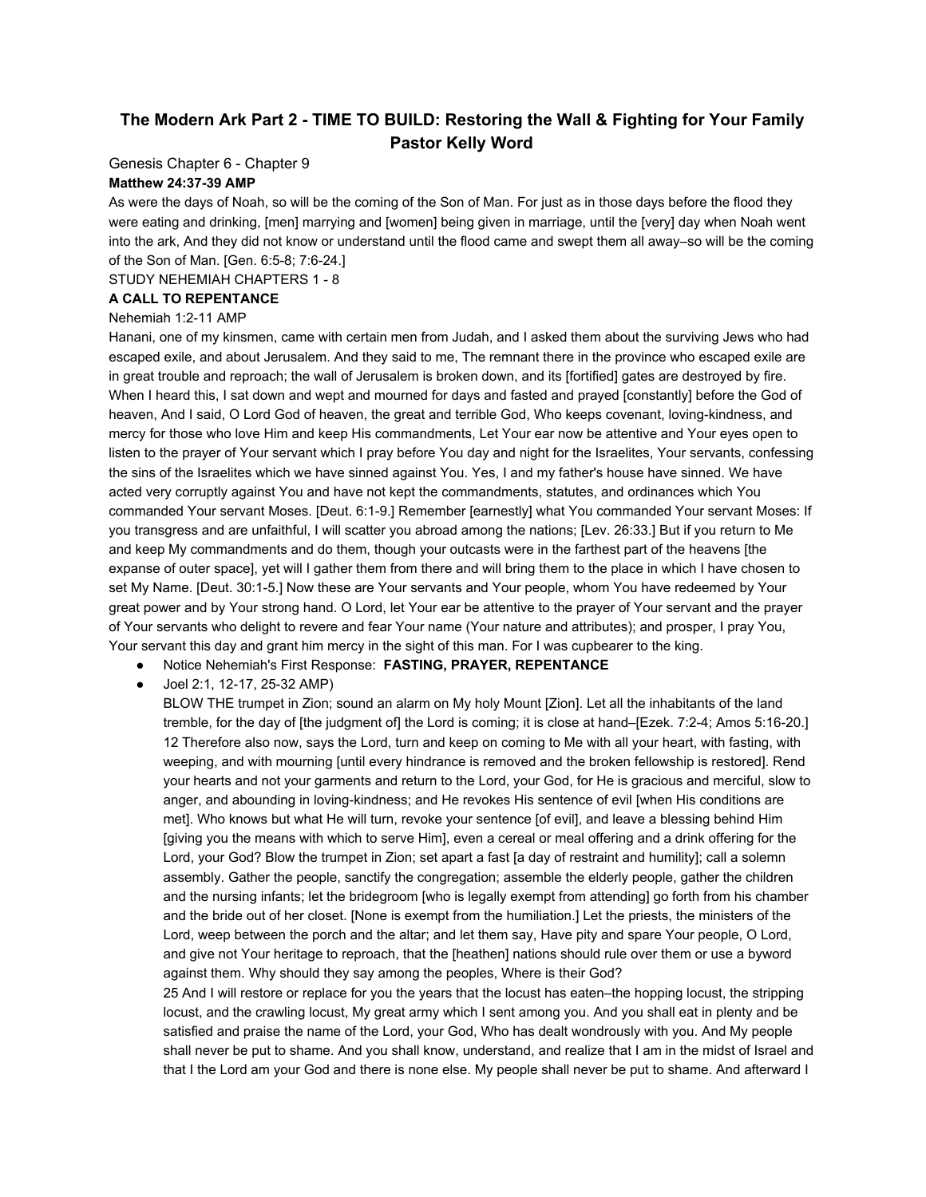# The Modern Ark Part 2 - TIME TO BUILD: Restoring the Wall & Fighting for Your Family
## Pastor Kelly Word

Genesis Chapter 6 - Chapter 9

**Matthew 24:37-39 AMP**

As were the days of Noah, so will be the coming of the Son of Man. For just as in those days before the flood they were eating and drinking, [men] marrying and [women] being given in marriage, until the [very] day when Noah went into the ark, And they did not know or understand until the flood came and swept them all away–so will be the coming of the Son of Man. [Gen. 6:5-8; 7:6-24.]

STUDY NEHEMIAH CHAPTERS 1 - 8

**A CALL TO REPENTANCE**

Nehemiah 1:2-11 AMP

Hanani, one of my kinsmen, came with certain men from Judah, and I asked them about the surviving Jews who had escaped exile, and about Jerusalem. And they said to me, The remnant there in the province who escaped exile are in great trouble and reproach; the wall of Jerusalem is broken down, and its [fortified] gates are destroyed by fire. When I heard this, I sat down and wept and mourned for days and fasted and prayed [constantly] before the God of heaven, And I said, O Lord God of heaven, the great and terrible God, Who keeps covenant, loving-kindness, and mercy for those who love Him and keep His commandments, Let Your ear now be attentive and Your eyes open to listen to the prayer of Your servant which I pray before You day and night for the Israelites, Your servants, confessing the sins of the Israelites which we have sinned against You. Yes, I and my father's house have sinned. We have acted very corruptly against You and have not kept the commandments, statutes, and ordinances which You commanded Your servant Moses. [Deut. 6:1-9.] Remember [earnestly] what You commanded Your servant Moses: If you transgress and are unfaithful, I will scatter you abroad among the nations; [Lev. 26:33.] But if you return to Me and keep My commandments and do them, though your outcasts were in the farthest part of the heavens [the expanse of outer space], yet will I gather them from there and will bring them to the place in which I have chosen to set My Name. [Deut. 30:1-5.] Now these are Your servants and Your people, whom You have redeemed by Your great power and by Your strong hand. O Lord, let Your ear be attentive to the prayer of Your servant and the prayer of Your servants who delight to revere and fear Your name (Your nature and attributes); and prosper, I pray You, Your servant this day and grant him mercy in the sight of this man. For I was cupbearer to the king.

- Notice Nehemiah's First Response: **FASTING, PRAYER, REPENTANCE**
- Joel 2:1, 12-17, 25-32 AMP)

  BLOW THE trumpet in Zion; sound an alarm on My holy Mount [Zion]. Let all the inhabitants of the land tremble, for the day of [the judgment of] the Lord is coming; it is close at hand–[Ezek. 7:2-4; Amos 5:16-20.] 12 Therefore also now, says the Lord, turn and keep on coming to Me with all your heart, with fasting, with weeping, and with mourning [until every hindrance is removed and the broken fellowship is restored]. Rend your hearts and not your garments and return to the Lord, your God, for He is gracious and merciful, slow to anger, and abounding in loving-kindness; and He revokes His sentence of evil [when His conditions are met]. Who knows but what He will turn, revoke your sentence [of evil], and leave a blessing behind Him [giving you the means with which to serve Him], even a cereal or meal offering and a drink offering for the Lord, your God? Blow the trumpet in Zion; set apart a fast [a day of restraint and humility]; call a solemn assembly. Gather the people, sanctify the congregation; assemble the elderly people, gather the children and the nursing infants; let the bridegroom [who is legally exempt from attending] go forth from his chamber and the bride out of her closet. [None is exempt from the humiliation.] Let the priests, the ministers of the Lord, weep between the porch and the altar; and let them say, Have pity and spare Your people, O Lord, and give not Your heritage to reproach, that the [heathen] nations should rule over them or use a byword against them. Why should they say among the peoples, Where is their God?

  25 And I will restore or replace for you the years that the locust has eaten–the hopping locust, the stripping locust, and the crawling locust, My great army which I sent among you. And you shall eat in plenty and be satisfied and praise the name of the Lord, your God, Who has dealt wondrously with you. And My people shall never be put to shame. And you shall know, understand, and realize that I am in the midst of Israel and that I the Lord am your God and there is none else. My people shall never be put to shame. And afterward I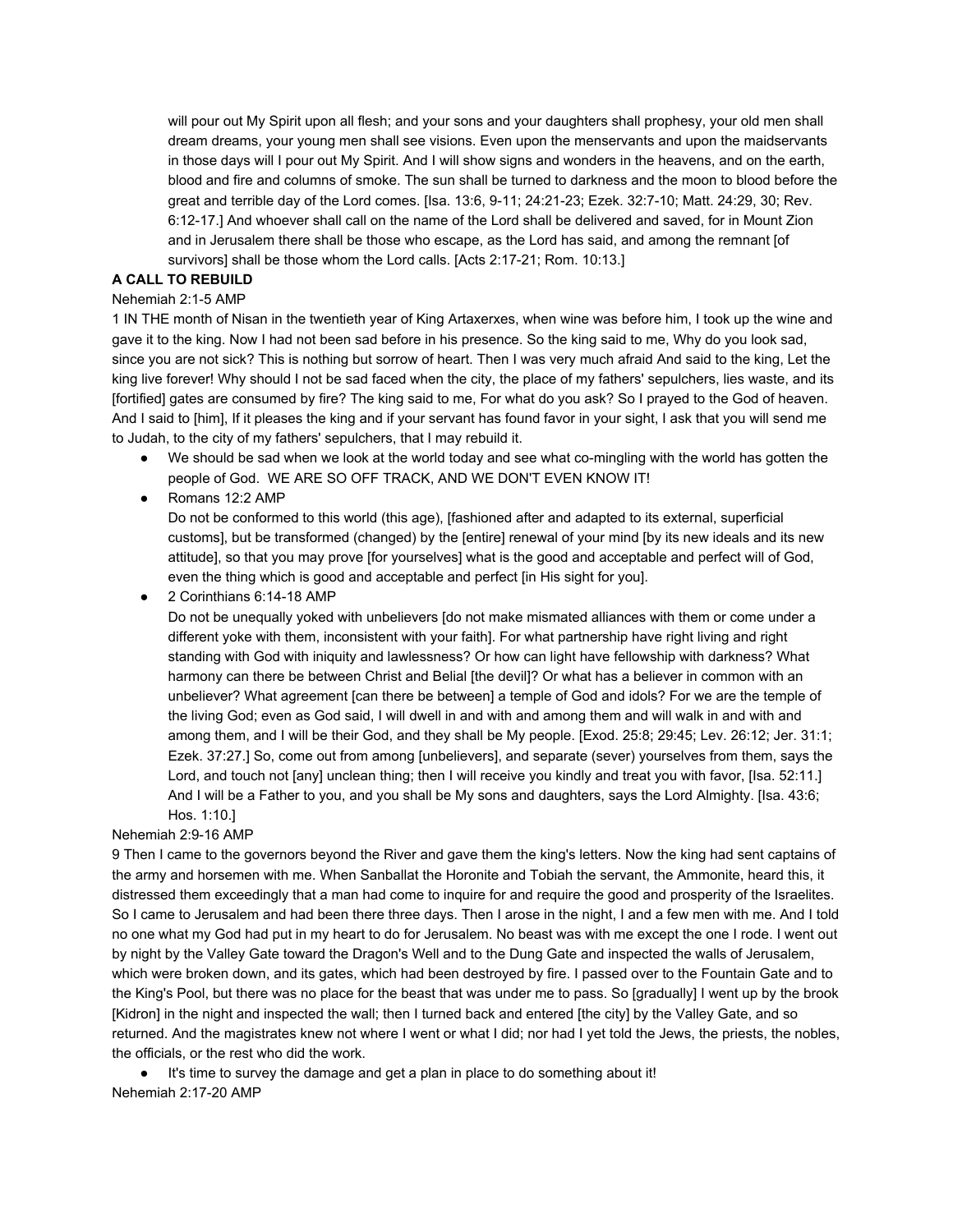will pour out My Spirit upon all flesh; and your sons and your daughters shall prophesy, your old men shall dream dreams, your young men shall see visions. Even upon the menservants and upon the maidservants in those days will I pour out My Spirit. And I will show signs and wonders in the heavens, and on the earth, blood and fire and columns of smoke. The sun shall be turned to darkness and the moon to blood before the great and terrible day of the Lord comes. [Isa. 13:6, 9-11; 24:21-23; Ezek. 32:7-10; Matt. 24:29, 30; Rev. 6:12-17.] And whoever shall call on the name of the Lord shall be delivered and saved, for in Mount Zion and in Jerusalem there shall be those who escape, as the Lord has said, and among the remnant [of survivors] shall be those whom the Lord calls. [Acts 2:17-21; Rom. 10:13.]

**A CALL TO REBUILD**

Nehemiah 2:1-5 AMP

1 IN THE month of Nisan in the twentieth year of King Artaxerxes, when wine was before him, I took up the wine and gave it to the king. Now I had not been sad before in his presence. So the king said to me, Why do you look sad, since you are not sick? This is nothing but sorrow of heart. Then I was very much afraid And said to the king, Let the king live forever! Why should I not be sad faced when the city, the place of my fathers' sepulchers, lies waste, and its [fortified] gates are consumed by fire? The king said to me, For what do you ask? So I prayed to the God of heaven. And I said to [him], If it pleases the king and if your servant has found favor in your sight, I ask that you will send me to Judah, to the city of my fathers' sepulchers, that I may rebuild it.

- We should be sad when we look at the world today and see what co-mingling with the world has gotten the people of God. WE ARE SO OFF TRACK, AND WE DON'T EVEN KNOW IT!
- Romans 12:2 AMP
  Do not be conformed to this world (this age), [fashioned after and adapted to its external, superficial customs], but be transformed (changed) by the [entire] renewal of your mind [by its new ideals and its new attitude], so that you may prove [for yourselves] what is the good and acceptable and perfect will of God, even the thing which is good and acceptable and perfect [in His sight for you].
- 2 Corinthians 6:14-18 AMP
  Do not be unequally yoked with unbelievers [do not make mismated alliances with them or come under a different yoke with them, inconsistent with your faith]. For what partnership have right living and right standing with God with iniquity and lawlessness? Or how can light have fellowship with darkness? What harmony can there be between Christ and Belial [the devil]? Or what has a believer in common with an unbeliever? What agreement [can there be between] a temple of God and idols? For we are the temple of the living God; even as God said, I will dwell in and with and among them and will walk in and with and among them, and I will be their God, and they shall be My people. [Exod. 25:8; 29:45; Lev. 26:12; Jer. 31:1; Ezek. 37:27.] So, come out from among [unbelievers], and separate (sever) yourselves from them, says the Lord, and touch not [any] unclean thing; then I will receive you kindly and treat you with favor, [Isa. 52:11.] And I will be a Father to you, and you shall be My sons and daughters, says the Lord Almighty. [Isa. 43:6; Hos. 1:10.]

Nehemiah 2:9-16 AMP

9 Then I came to the governors beyond the River and gave them the king's letters. Now the king had sent captains of the army and horsemen with me. When Sanballat the Horonite and Tobiah the servant, the Ammonite, heard this, it distressed them exceedingly that a man had come to inquire for and require the good and prosperity of the Israelites. So I came to Jerusalem and had been there three days. Then I arose in the night, I and a few men with me. And I told no one what my God had put in my heart to do for Jerusalem. No beast was with me except the one I rode. I went out by night by the Valley Gate toward the Dragon's Well and to the Dung Gate and inspected the walls of Jerusalem, which were broken down, and its gates, which had been destroyed by fire. I passed over to the Fountain Gate and to the King's Pool, but there was no place for the beast that was under me to pass. So [gradually] I went up by the brook [Kidron] in the night and inspected the wall; then I turned back and entered [the city] by the Valley Gate, and so returned. And the magistrates knew not where I went or what I did; nor had I yet told the Jews, the priests, the nobles, the officials, or the rest who did the work.

- It's time to survey the damage and get a plan in place to do something about it!

Nehemiah 2:17-20 AMP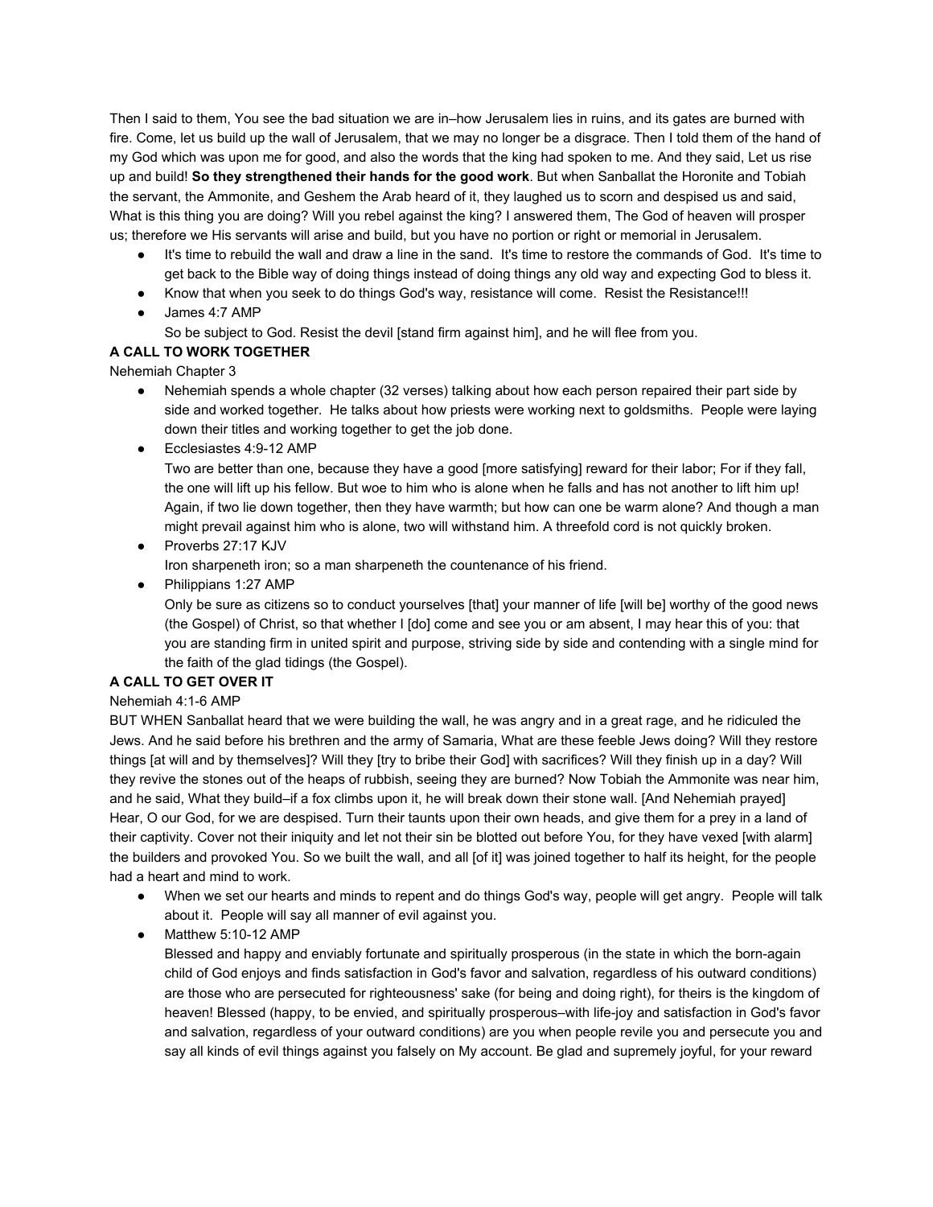Then I said to them, You see the bad situation we are in–how Jerusalem lies in ruins, and its gates are burned with fire. Come, let us build up the wall of Jerusalem, that we may no longer be a disgrace. Then I told them of the hand of my God which was upon me for good, and also the words that the king had spoken to me. And they said, Let us rise up and build! **So they strengthened their hands for the good work**. But when Sanballat the Horonite and Tobiah the servant, the Ammonite, and Geshem the Arab heard of it, they laughed us to scorn and despised us and said, What is this thing you are doing? Will you rebel against the king? I answered them, The God of heaven will prosper us; therefore we His servants will arise and build, but you have no portion or right or memorial in Jerusalem.

- It's time to rebuild the wall and draw a line in the sand. It's time to restore the commands of God. It's time to get back to the Bible way of doing things instead of doing things any old way and expecting God to bless it.
- Know that when you seek to do things God's way, resistance will come. Resist the Resistance!!!
- James 4:7 AMP
  So be subject to God. Resist the devil [stand firm against him], and he will flee from you.

**A CALL TO WORK TOGETHER**

Nehemiah Chapter 3

- Nehemiah spends a whole chapter (32 verses) talking about how each person repaired their part side by side and worked together. He talks about how priests were working next to goldsmiths. People were laying down their titles and working together to get the job done.
- Ecclesiastes 4:9-12 AMP
  Two are better than one, because they have a good [more satisfying] reward for their labor; For if they fall, the one will lift up his fellow. But woe to him who is alone when he falls and has not another to lift him up! Again, if two lie down together, then they have warmth; but how can one be warm alone? And though a man might prevail against him who is alone, two will withstand him. A threefold cord is not quickly broken.
- Proverbs 27:17 KJV
  Iron sharpeneth iron; so a man sharpeneth the countenance of his friend.
- Philippians 1:27 AMP
  Only be sure as citizens so to conduct yourselves [that] your manner of life [will be] worthy of the good news (the Gospel) of Christ, so that whether I [do] come and see you or am absent, I may hear this of you: that you are standing firm in united spirit and purpose, striving side by side and contending with a single mind for the faith of the glad tidings (the Gospel).

**A CALL TO GET OVER IT**

Nehemiah 4:1-6 AMP

BUT WHEN Sanballat heard that we were building the wall, he was angry and in a great rage, and he ridiculed the Jews. And he said before his brethren and the army of Samaria, What are these feeble Jews doing? Will they restore things [at will and by themselves]? Will they [try to bribe their God] with sacrifices? Will they finish up in a day? Will they revive the stones out of the heaps of rubbish, seeing they are burned? Now Tobiah the Ammonite was near him, and he said, What they build–if a fox climbs upon it, he will break down their stone wall. [And Nehemiah prayed] Hear, O our God, for we are despised. Turn their taunts upon their own heads, and give them for a prey in a land of their captivity. Cover not their iniquity and let not their sin be blotted out before You, for they have vexed [with alarm] the builders and provoked You. So we built the wall, and all [of it] was joined together to half its height, for the people had a heart and mind to work.

- When we set our hearts and minds to repent and do things God's way, people will get angry. People will talk about it. People will say all manner of evil against you.
- Matthew 5:10-12 AMP
  Blessed and happy and enviably fortunate and spiritually prosperous (in the state in which the born-again child of God enjoys and finds satisfaction in God's favor and salvation, regardless of his outward conditions) are those who are persecuted for righteousness' sake (for being and doing right), for theirs is the kingdom of heaven! Blessed (happy, to be envied, and spiritually prosperous–with life-joy and satisfaction in God's favor and salvation, regardless of your outward conditions) are you when people revile you and persecute you and say all kinds of evil things against you falsely on My account. Be glad and supremely joyful, for your reward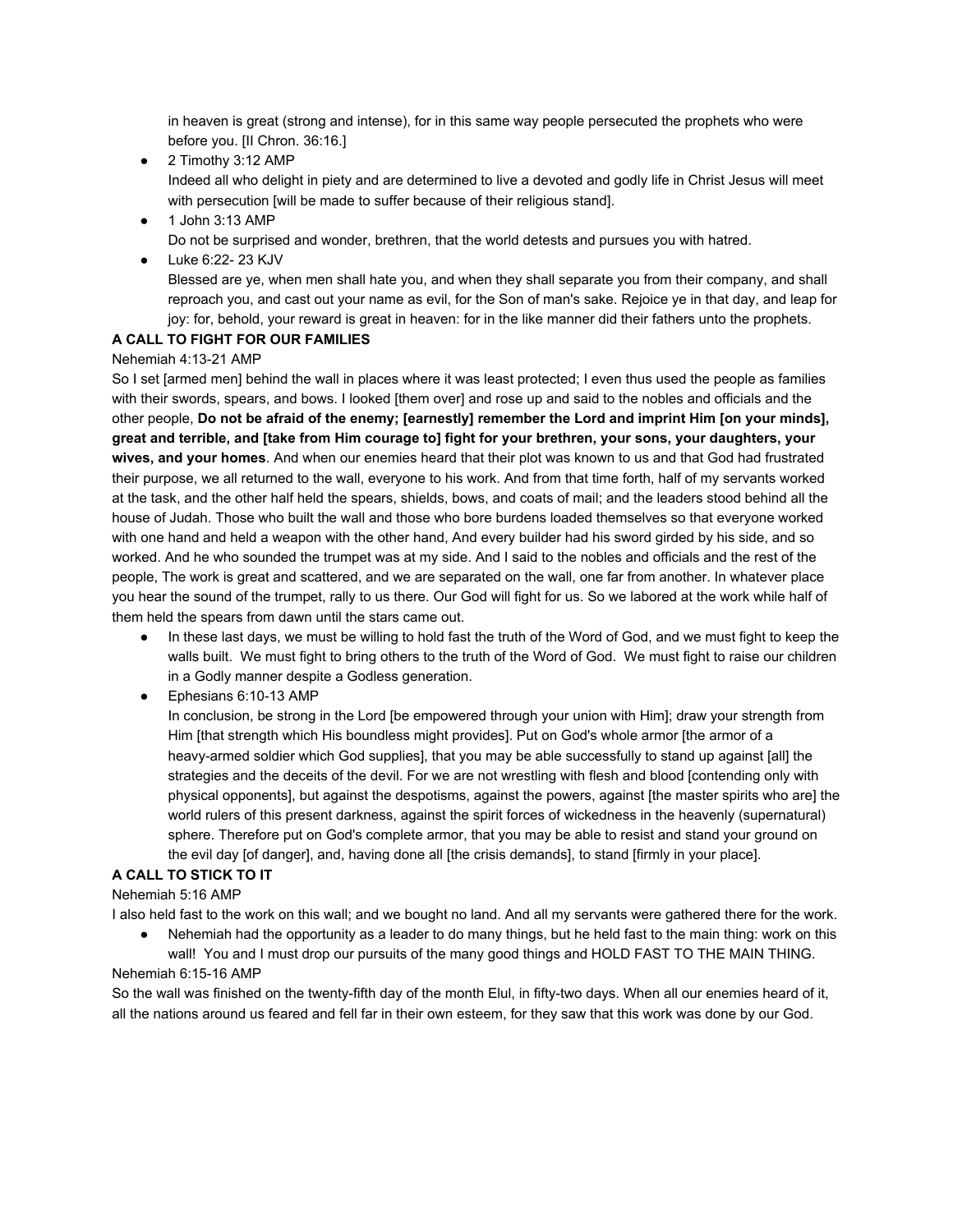in heaven is great (strong and intense), for in this same way people persecuted the prophets who were before you. [II Chron. 36:16.]

- 2 Timothy 3:12 AMP
  Indeed all who delight in piety and are determined to live a devoted and godly life in Christ Jesus will meet with persecution [will be made to suffer because of their religious stand].
- 1 John 3:13 AMP
  Do not be surprised and wonder, brethren, that the world detests and pursues you with hatred.
- Luke 6:22- 23 KJV
  Blessed are ye, when men shall hate you, and when they shall separate you from their company, and shall reproach you, and cast out your name as evil, for the Son of man's sake. Rejoice ye in that day, and leap for joy: for, behold, your reward is great in heaven: for in the like manner did their fathers unto the prophets.

**A CALL TO FIGHT FOR OUR FAMILIES**

Nehemiah 4:13-21 AMP

So I set [armed men] behind the wall in places where it was least protected; I even thus used the people as families with their swords, spears, and bows. I looked [them over] and rose up and said to the nobles and officials and the other people, **Do not be afraid of the enemy; [earnestly] remember the Lord and imprint Him [on your minds], great and terrible, and [take from Him courage to] fight for your brethren, your sons, your daughters, your wives, and your homes**. And when our enemies heard that their plot was known to us and that God had frustrated their purpose, we all returned to the wall, everyone to his work. And from that time forth, half of my servants worked at the task, and the other half held the spears, shields, bows, and coats of mail; and the leaders stood behind all the house of Judah. Those who built the wall and those who bore burdens loaded themselves so that everyone worked with one hand and held a weapon with the other hand, And every builder had his sword girded by his side, and so worked. And he who sounded the trumpet was at my side. And I said to the nobles and officials and the rest of the people, The work is great and scattered, and we are separated on the wall, one far from another. In whatever place you hear the sound of the trumpet, rally to us there. Our God will fight for us. So we labored at the work while half of them held the spears from dawn until the stars came out.

- In these last days, we must be willing to hold fast the truth of the Word of God, and we must fight to keep the walls built. We must fight to bring others to the truth of the Word of God. We must fight to raise our children in a Godly manner despite a Godless generation.
- Ephesians 6:10-13 AMP
  In conclusion, be strong in the Lord [be empowered through your union with Him]; draw your strength from Him [that strength which His boundless might provides]. Put on God's whole armor [the armor of a heavy-armed soldier which God supplies], that you may be able successfully to stand up against [all] the strategies and the deceits of the devil. For we are not wrestling with flesh and blood [contending only with physical opponents], but against the despotisms, against the powers, against [the master spirits who are] the world rulers of this present darkness, against the spirit forces of wickedness in the heavenly (supernatural) sphere. Therefore put on God's complete armor, that you may be able to resist and stand your ground on the evil day [of danger], and, having done all [the crisis demands], to stand [firmly in your place].

**A CALL TO STICK TO IT**

Nehemiah 5:16 AMP

I also held fast to the work on this wall; and we bought no land. And all my servants were gathered there for the work.

- Nehemiah had the opportunity as a leader to do many things, but he held fast to the main thing: work on this wall! You and I must drop our pursuits of the many good things and HOLD FAST TO THE MAIN THING.

Nehemiah 6:15-16 AMP

So the wall was finished on the twenty-fifth day of the month Elul, in fifty-two days. When all our enemies heard of it, all the nations around us feared and fell far in their own esteem, for they saw that this work was done by our God.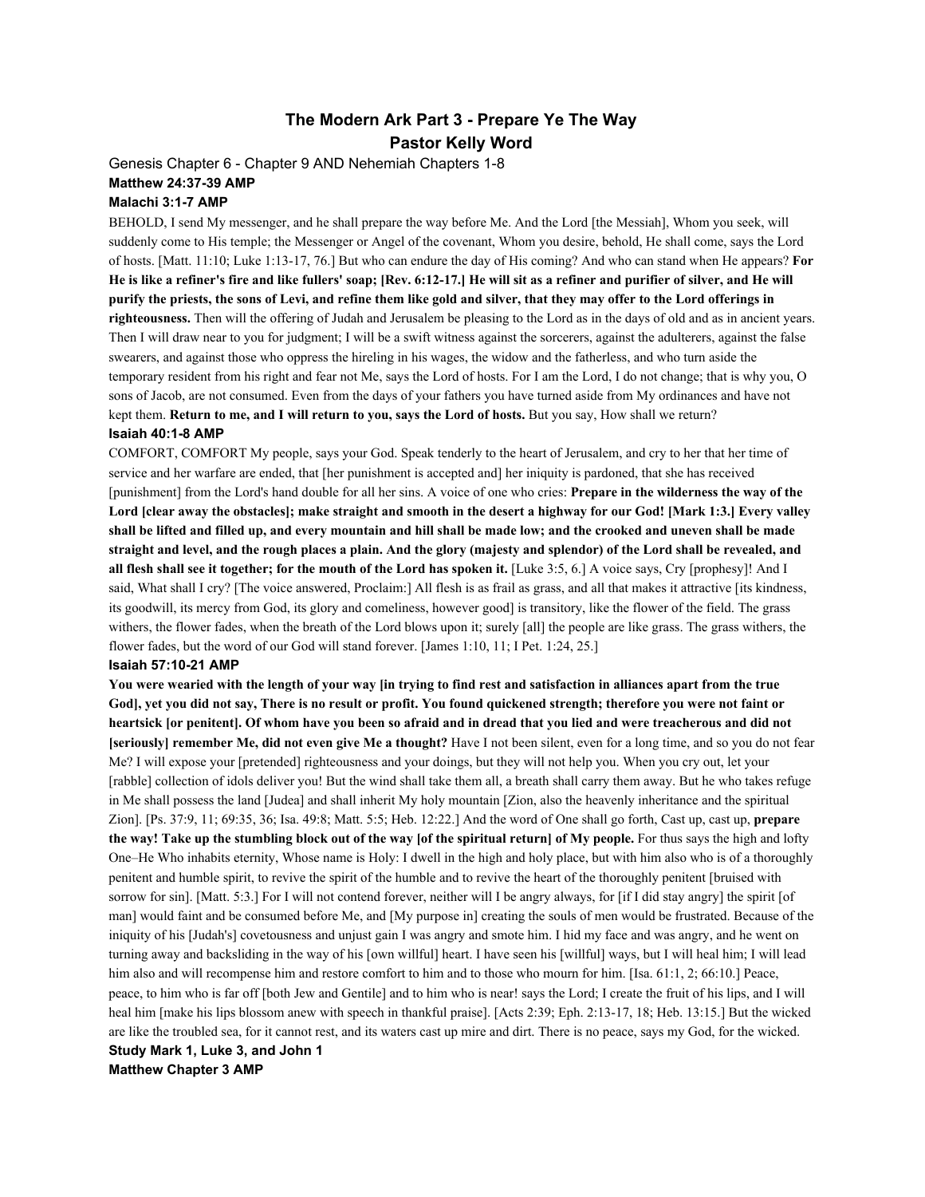# The Modern Ark Part 3 - Prepare Ye The Way
## Pastor Kelly Word

Genesis Chapter 6 - Chapter 9 AND Nehemiah Chapters 1-8

**Matthew 24:37-39 AMP**

**Malachi 3:1-7 AMP**

BEHOLD, I send My messenger, and he shall prepare the way before Me. And the Lord [the Messiah], Whom you seek, will suddenly come to His temple; the Messenger or Angel of the covenant, Whom you desire, behold, He shall come, says the Lord of hosts. [Matt. 11:10; Luke 1:13-17, 76.] But who can endure the day of His coming? And who can stand when He appears? **For He is like a refiner's fire and like fullers' soap; [Rev. 6:12-17.] He will sit as a refiner and purifier of silver, and He will purify the priests, the sons of Levi, and refine them like gold and silver, that they may offer to the Lord offerings in righteousness.** Then will the offering of Judah and Jerusalem be pleasing to the Lord as in the days of old and as in ancient years. Then I will draw near to you for judgment; I will be a swift witness against the sorcerers, against the adulterers, against the false swearers, and against those who oppress the hireling in his wages, the widow and the fatherless, and who turn aside the temporary resident from his right and fear not Me, says the Lord of hosts. For I am the Lord, I do not change; that is why you, O sons of Jacob, are not consumed. Even from the days of your fathers you have turned aside from My ordinances and have not kept them. **Return to me, and I will return to you, says the Lord of hosts.** But you say, How shall we return?

**Isaiah 40:1-8 AMP**

COMFORT, COMFORT My people, says your God. Speak tenderly to the heart of Jerusalem, and cry to her that her time of service and her warfare are ended, that [her punishment is accepted and] her iniquity is pardoned, that she has received [punishment] from the Lord's hand double for all her sins. A voice of one who cries: **Prepare in the wilderness the way of the Lord [clear away the obstacles]; make straight and smooth in the desert a highway for our God! [Mark 1:3.] Every valley shall be lifted and filled up, and every mountain and hill shall be made low; and the crooked and uneven shall be made straight and level, and the rough places a plain. And the glory (majesty and splendor) of the Lord shall be revealed, and all flesh shall see it together; for the mouth of the Lord has spoken it.** [Luke 3:5, 6.] A voice says, Cry [prophesy]! And I said, What shall I cry? [The voice answered, Proclaim:] All flesh is as frail as grass, and all that makes it attractive [its kindness, its goodwill, its mercy from God, its glory and comeliness, however good] is transitory, like the flower of the field. The grass withers, the flower fades, when the breath of the Lord blows upon it; surely [all] the people are like grass. The grass withers, the flower fades, but the word of our God will stand forever. [James 1:10, 11; I Pet. 1:24, 25.]

**Isaiah 57:10-21 AMP**

**You were wearied with the length of your way [in trying to find rest and satisfaction in alliances apart from the true God], yet you did not say, There is no result or profit. You found quickened strength; therefore you were not faint or heartsick [or penitent]. Of whom have you been so afraid and in dread that you lied and were treacherous and did not [seriously] remember Me, did not even give Me a thought?** Have I not been silent, even for a long time, and so you do not fear Me? I will expose your [pretended] righteousness and your doings, but they will not help you. When you cry out, let your [rabble] collection of idols deliver you! But the wind shall take them all, a breath shall carry them away. But he who takes refuge in Me shall possess the land [Judea] and shall inherit My holy mountain [Zion, also the heavenly inheritance and the spiritual Zion]. [Ps. 37:9, 11; 69:35, 36; Isa. 49:8; Matt. 5:5; Heb. 12:22.] And the word of One shall go forth, Cast up, cast up, **prepare the way! Take up the stumbling block out of the way [of the spiritual return] of My people.** For thus says the high and lofty One–He Who inhabits eternity, Whose name is Holy: I dwell in the high and holy place, but with him also who is of a thoroughly penitent and humble spirit, to revive the spirit of the humble and to revive the heart of the thoroughly penitent [bruised with sorrow for sin]. [Matt. 5:3.] For I will not contend forever, neither will I be angry always, for [if I did stay angry] the spirit [of man] would faint and be consumed before Me, and [My purpose in] creating the souls of men would be frustrated. Because of the iniquity of his [Judah's] covetousness and unjust gain I was angry and smote him. I hid my face and was angry, and he went on turning away and backsliding in the way of his [own willful] heart. I have seen his [willful] ways, but I will heal him; I will lead him also and will recompense him and restore comfort to him and to those who mourn for him. [Isa. 61:1, 2; 66:10.] Peace, peace, to him who is far off [both Jew and Gentile] and to him who is near! says the Lord; I create the fruit of his lips, and I will heal him [make his lips blossom anew with speech in thankful praise]. [Acts 2:39; Eph. 2:13-17, 18; Heb. 13:15.] But the wicked are like the troubled sea, for it cannot rest, and its waters cast up mire and dirt. There is no peace, says my God, for the wicked.

**Study Mark 1, Luke 3, and John 1**

**Matthew Chapter 3 AMP**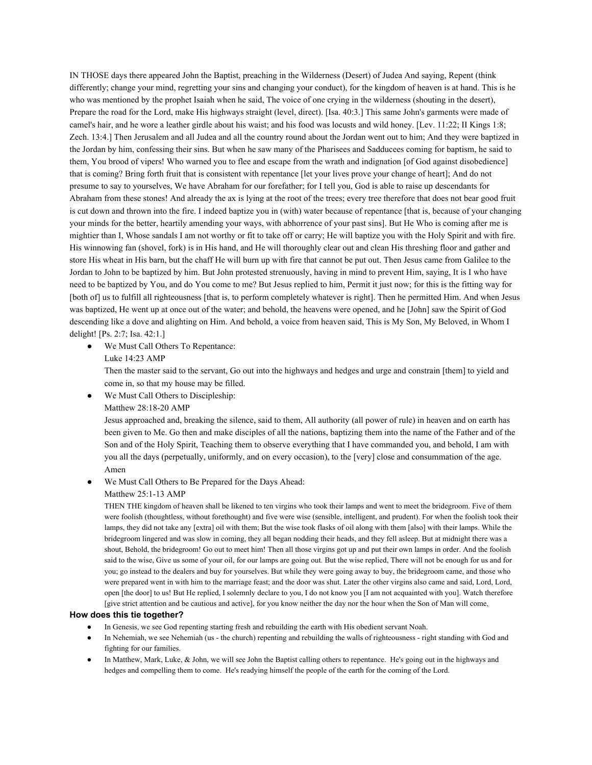IN THOSE days there appeared John the Baptist, preaching in the Wilderness (Desert) of Judea And saying, Repent (think differently; change your mind, regretting your sins and changing your conduct), for the kingdom of heaven is at hand. This is he who was mentioned by the prophet Isaiah when he said, The voice of one crying in the wilderness (shouting in the desert), Prepare the road for the Lord, make His highways straight (level, direct). [Isa. 40:3.] This same John's garments were made of camel's hair, and he wore a leather girdle about his waist; and his food was locusts and wild honey. [Lev. 11:22; II Kings 1:8; Zech. 13:4.] Then Jerusalem and all Judea and all the country round about the Jordan went out to him; And they were baptized in the Jordan by him, confessing their sins. But when he saw many of the Pharisees and Sadducees coming for baptism, he said to them, You brood of vipers! Who warned you to flee and escape from the wrath and indignation [of God against disobedience] that is coming? Bring forth fruit that is consistent with repentance [let your lives prove your change of heart]; And do not presume to say to yourselves, We have Abraham for our forefather; for I tell you, God is able to raise up descendants for Abraham from these stones! And already the ax is lying at the root of the trees; every tree therefore that does not bear good fruit is cut down and thrown into the fire. I indeed baptize you in (with) water because of repentance [that is, because of your changing your minds for the better, heartily amending your ways, with abhorrence of your past sins]. But He Who is coming after me is mightier than I, Whose sandals I am not worthy or fit to take off or carry; He will baptize you with the Holy Spirit and with fire. His winnowing fan (shovel, fork) is in His hand, and He will thoroughly clear out and clean His threshing floor and gather and store His wheat in His barn, but the chaff He will burn up with fire that cannot be put out. Then Jesus came from Galilee to the Jordan to John to be baptized by him. But John protested strenuously, having in mind to prevent Him, saying, It is I who have need to be baptized by You, and do You come to me? But Jesus replied to him, Permit it just now; for this is the fitting way for [both of] us to fulfill all righteousness [that is, to perform completely whatever is right]. Then he permitted Him. And when Jesus was baptized, He went up at once out of the water; and behold, the heavens were opened, and he [John] saw the Spirit of God descending like a dove and alighting on Him. And behold, a voice from heaven said, This is My Son, My Beloved, in Whom I delight! [Ps. 2:7; Isa. 42:1.]

- We Must Call Others To Repentance:
  Luke 14:23 AMP
  Then the master said to the servant, Go out into the highways and hedges and urge and constrain [them] to yield and come in, so that my house may be filled.
- We Must Call Others to Discipleship:
  Matthew 28:18-20 AMP
  Jesus approached and, breaking the silence, said to them, All authority (all power of rule) in heaven and on earth has been given to Me. Go then and make disciples of all the nations, baptizing them into the name of the Father and of the Son and of the Holy Spirit, Teaching them to observe everything that I have commanded you, and behold, I am with you all the days (perpetually, uniformly, and on every occasion), to the [very] close and consummation of the age. Amen
- We Must Call Others to Be Prepared for the Days Ahead:
  Matthew 25:1-13 AMP
  THEN THE kingdom of heaven shall be likened to ten virgins who took their lamps and went to meet the bridegroom. Five of them were foolish (thoughtless, without forethought) and five were wise (sensible, intelligent, and prudent). For when the foolish took their lamps, they did not take any [extra] oil with them; But the wise took flasks of oil along with them [also] with their lamps. While the bridegroom lingered and was slow in coming, they all began nodding their heads, and they fell asleep. But at midnight there was a shout, Behold, the bridegroom! Go out to meet him! Then all those virgins got up and put their own lamps in order. And the foolish said to the wise, Give us some of your oil, for our lamps are going out. But the wise replied, There will not be enough for us and for you; go instead to the dealers and buy for yourselves. But while they were going away to buy, the bridegroom came, and those who were prepared went in with him to the marriage feast; and the door was shut. Later the other virgins also came and said, Lord, Lord, open [the door] to us! But He replied, I solemnly declare to you, I do not know you [I am not acquainted with you]. Watch therefore [give strict attention and be cautious and active], for you know neither the day nor the hour when the Son of Man will come,

**How does this tie together?**

- In Genesis, we see God repenting starting fresh and rebuilding the earth with His obedient servant Noah.
- In Nehemiah, we see Nehemiah (us - the church) repenting and rebuilding the walls of righteousness - right standing with God and fighting for our families.
- In Matthew, Mark, Luke, & John, we will see John the Baptist calling others to repentance. He's going out in the highways and hedges and compelling them to come. He's readying himself the people of the earth for the coming of the Lord.